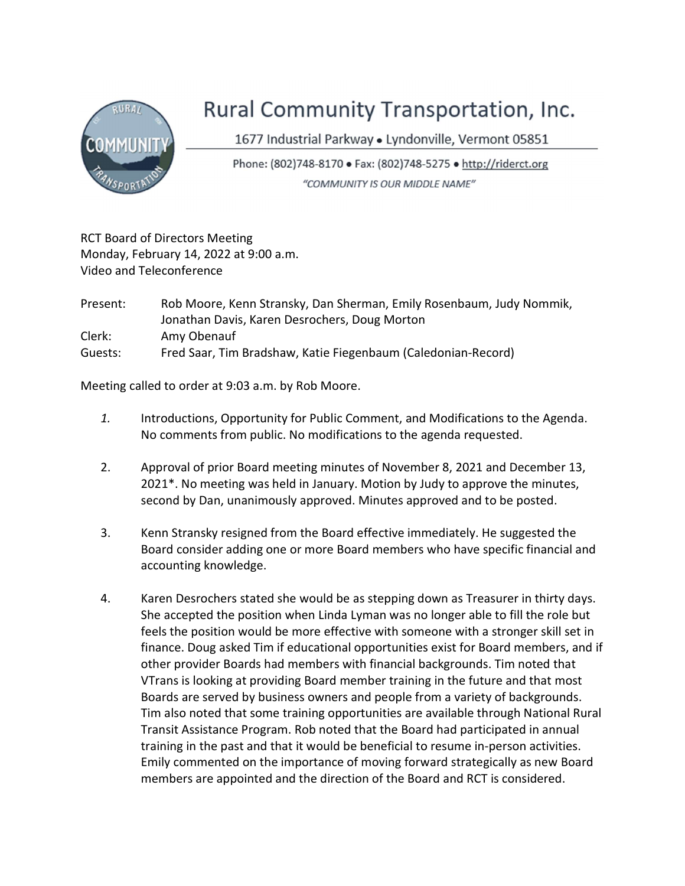# Rural Community Transportation, Inc.

1677 Industrial Parkway • Lyndonville, Vermont 05851

Phone: (802)748-8170 • Fax: (802)748-5275 • http://riderct.org

*"COMMUNITY IS OUR MIDDLE NAME"*

RCT Board of Directors Meeting
Monday, February 14, 2022 at 9:00 a.m.
Video and Teleconference

| | |
|---|---|
| Present: | Rob Moore, Kenn Stransky, Dan Sherman, Emily Rosenbaum, Judy Nommik, Jonathan Davis, Karen Desrochers, Doug Morton |
| Clerk: | Amy Obenauf |
| Guests: | Fred Saar, Tim Bradshaw, Katie Fiegenbaum (Caledonian-Record) |

Meeting called to order at 9:03 a.m. by Rob Moore.

1. Introductions, Opportunity for Public Comment, and Modifications to the Agenda. No comments from public. No modifications to the agenda requested.

2. Approval of prior Board meeting minutes of November 8, 2021 and December 13, 2021*. No meeting was held in January. Motion by Judy to approve the minutes, second by Dan, unanimously approved. Minutes approved and to be posted.

3. Kenn Stransky resigned from the Board effective immediately. He suggested the Board consider adding one or more Board members who have specific financial and accounting knowledge.

4. Karen Desrochers stated she would be as stepping down as Treasurer in thirty days. She accepted the position when Linda Lyman was no longer able to fill the role but feels the position would be more effective with someone with a stronger skill set in finance. Doug asked Tim if educational opportunities exist for Board members, and if other provider Boards had members with financial backgrounds. Tim noted that VTrans is looking at providing Board member training in the future and that most Boards are served by business owners and people from a variety of backgrounds. Tim also noted that some training opportunities are available through National Rural Transit Assistance Program. Rob noted that the Board had participated in annual training in the past and that it would be beneficial to resume in-person activities. Emily commented on the importance of moving forward strategically as new Board members are appointed and the direction of the Board and RCT is considered.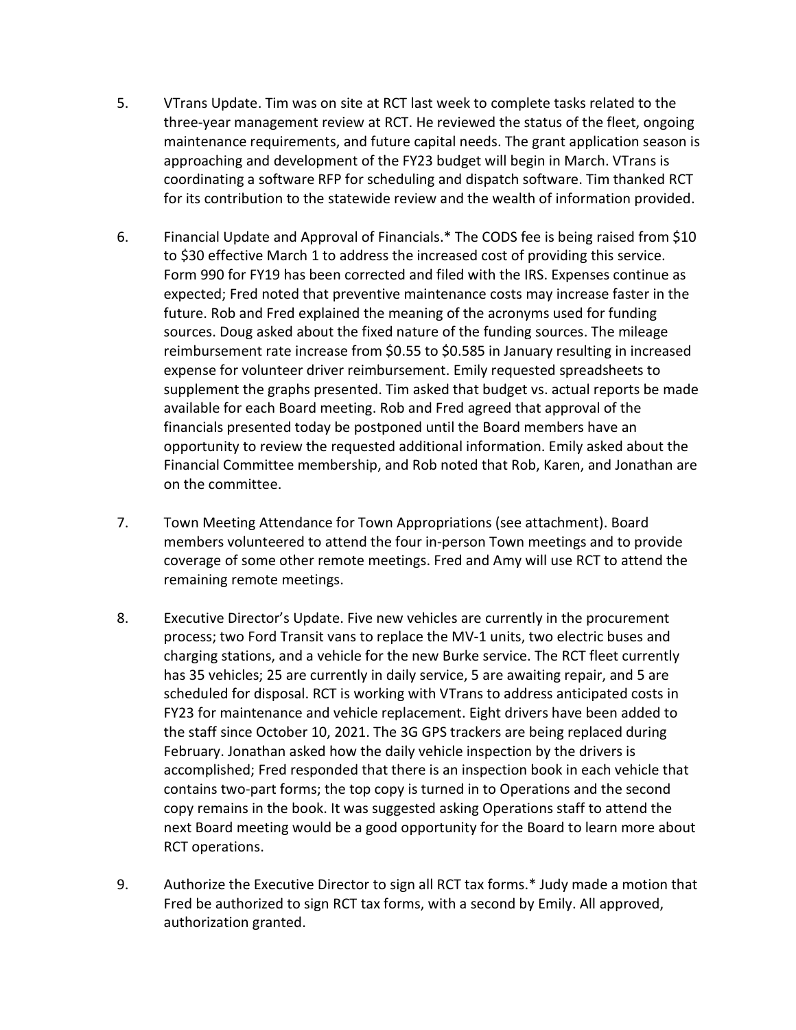5. VTrans Update. Tim was on site at RCT last week to complete tasks related to the three-year management review at RCT. He reviewed the status of the fleet, ongoing maintenance requirements, and future capital needs. The grant application season is approaching and development of the FY23 budget will begin in March. VTrans is coordinating a software RFP for scheduling and dispatch software. Tim thanked RCT for its contribution to the statewide review and the wealth of information provided.

6. Financial Update and Approval of Financials.* The CODS fee is being raised from $10 to $30 effective March 1 to address the increased cost of providing this service. Form 990 for FY19 has been corrected and filed with the IRS. Expenses continue as expected; Fred noted that preventive maintenance costs may increase faster in the future. Rob and Fred explained the meaning of the acronyms used for funding sources. Doug asked about the fixed nature of the funding sources. The mileage reimbursement rate increase from $0.55 to $0.585 in January resulting in increased expense for volunteer driver reimbursement. Emily requested spreadsheets to supplement the graphs presented. Tim asked that budget vs. actual reports be made available for each Board meeting. Rob and Fred agreed that approval of the financials presented today be postponed until the Board members have an opportunity to review the requested additional information. Emily asked about the Financial Committee membership, and Rob noted that Rob, Karen, and Jonathan are on the committee.

7. Town Meeting Attendance for Town Appropriations (see attachment). Board members volunteered to attend the four in-person Town meetings and to provide coverage of some other remote meetings. Fred and Amy will use RCT to attend the remaining remote meetings.

8. Executive Director's Update. Five new vehicles are currently in the procurement process; two Ford Transit vans to replace the MV-1 units, two electric buses and charging stations, and a vehicle for the new Burke service. The RCT fleet currently has 35 vehicles; 25 are currently in daily service, 5 are awaiting repair, and 5 are scheduled for disposal. RCT is working with VTrans to address anticipated costs in FY23 for maintenance and vehicle replacement. Eight drivers have been added to the staff since October 10, 2021. The 3G GPS trackers are being replaced during February. Jonathan asked how the daily vehicle inspection by the drivers is accomplished; Fred responded that there is an inspection book in each vehicle that contains two-part forms; the top copy is turned in to Operations and the second copy remains in the book. It was suggested asking Operations staff to attend the next Board meeting would be a good opportunity for the Board to learn more about RCT operations.

9. Authorize the Executive Director to sign all RCT tax forms.* Judy made a motion that Fred be authorized to sign RCT tax forms, with a second by Emily. All approved, authorization granted.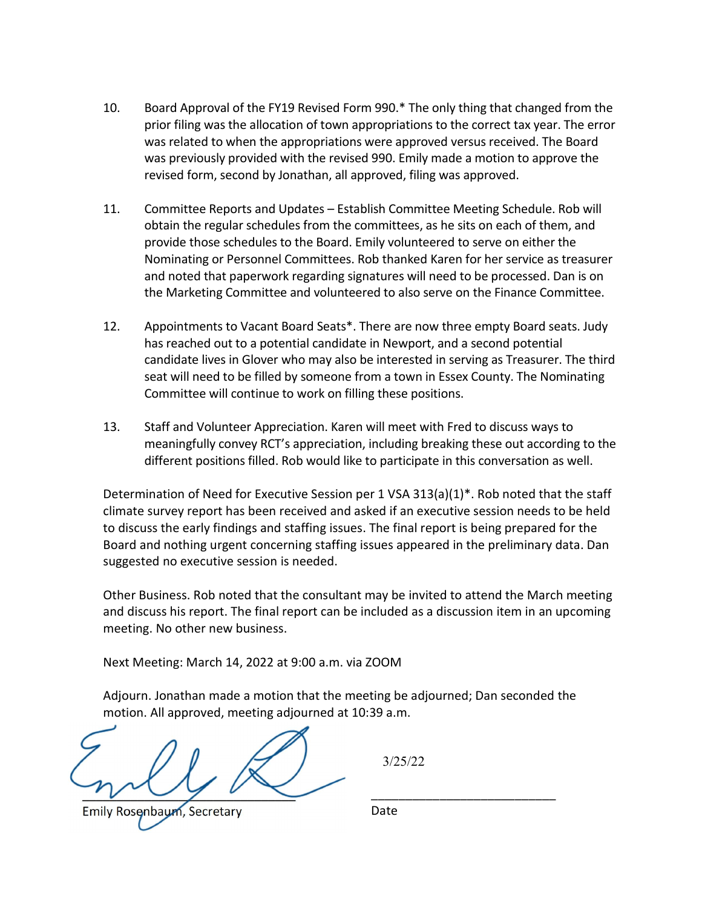10. Board Approval of the FY19 Revised Form 990.* The only thing that changed from the prior filing was the allocation of town appropriations to the correct tax year. The error was related to when the appropriations were approved versus received. The Board was previously provided with the revised 990. Emily made a motion to approve the revised form, second by Jonathan, all approved, filing was approved.

11. Committee Reports and Updates – Establish Committee Meeting Schedule. Rob will obtain the regular schedules from the committees, as he sits on each of them, and provide those schedules to the Board. Emily volunteered to serve on either the Nominating or Personnel Committees. Rob thanked Karen for her service as treasurer and noted that paperwork regarding signatures will need to be processed. Dan is on the Marketing Committee and volunteered to also serve on the Finance Committee.

12. Appointments to Vacant Board Seats*. There are now three empty Board seats. Judy has reached out to a potential candidate in Newport, and a second potential candidate lives in Glover who may also be interested in serving as Treasurer. The third seat will need to be filled by someone from a town in Essex County. The Nominating Committee will continue to work on filling these positions.

13. Staff and Volunteer Appreciation. Karen will meet with Fred to discuss ways to meaningfully convey RCT's appreciation, including breaking these out according to the different positions filled. Rob would like to participate in this conversation as well.

Determination of Need for Executive Session per 1 VSA 313(a)(1)*. Rob noted that the staff climate survey report has been received and asked if an executive session needs to be held to discuss the early findings and staffing issues. The final report is being prepared for the Board and nothing urgent concerning staffing issues appeared in the preliminary data. Dan suggested no executive session is needed.

Other Business. Rob noted that the consultant may be invited to attend the March meeting and discuss his report. The final report can be included as a discussion item in an upcoming meeting. No other new business.

Next Meeting: March 14, 2022 at 9:00 a.m. via ZOOM

Adjourn. Jonathan made a motion that the meeting be adjourned; Dan seconded the motion. All approved, meeting adjourned at 10:39 a.m.

Emily Rosenbaum, Secretary

3/25/22

Date